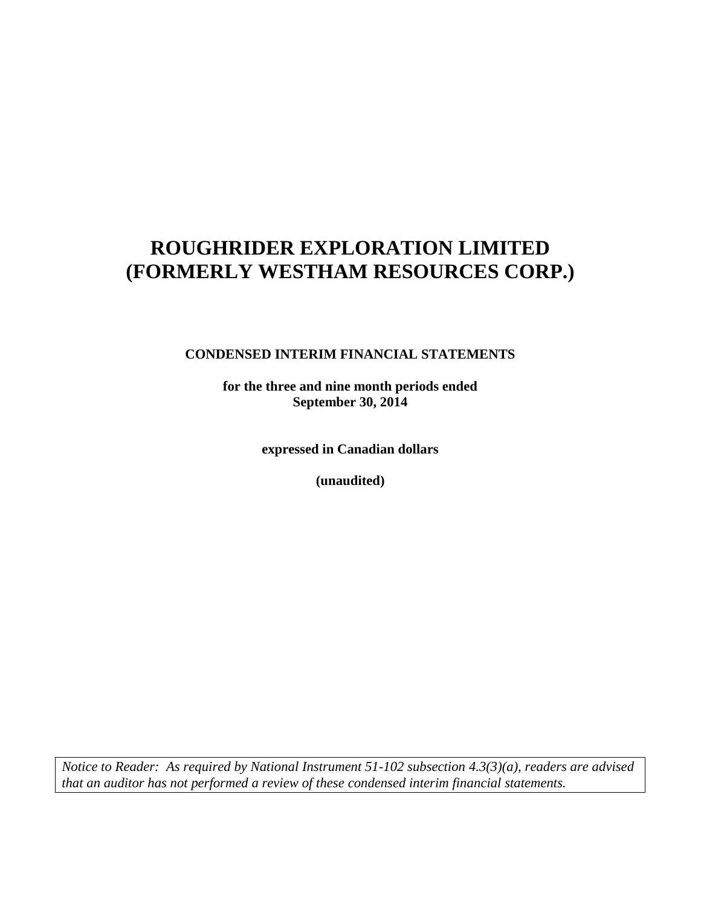# ROUGHRIDER EXPLORATION LIMITED
# (FORMERLY WESTHAM RESOURCES CORP.)

**CONDENSED INTERIM FINANCIAL STATEMENTS**

**for the three and nine month periods ended**
**September 30, 2014**

**expressed in Canadian dollars**

**(unaudited)**

*Notice to Reader: As required by National Instrument 51-102 subsection 4.3(3)(a), readers are advised that an auditor has not performed a review of these condensed interim financial statements.*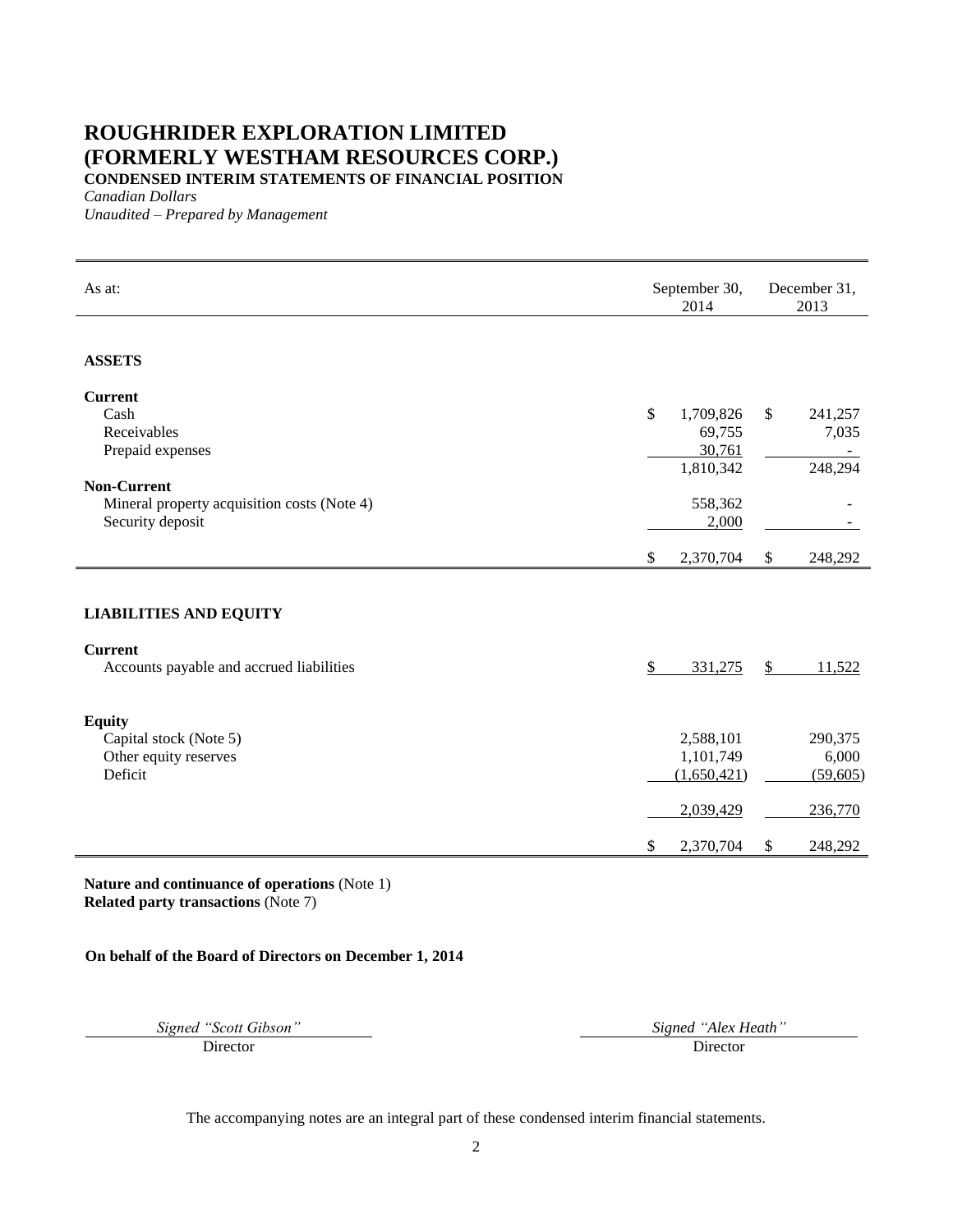# ROUGHRIDER EXPLORATION LIMITED
# (FORMERLY WESTHAM RESOURCES CORP.)

**CONDENSED INTERIM STATEMENTS OF FINANCIAL POSITION**

*Canadian Dollars*

*Unaudited – Prepared by Management*

| As at: | September 30, 2014 | December 31, 2013 |
|---|---|---|
| **ASSETS** | | |
| **Current** | | |
| Cash | $ 1,709,826 | $ 241,257 |
| Receivables | 69,755 | 7,035 |
| Prepaid expenses | 30,761 | - |
| | 1,810,342 | 248,294 |
| **Non-Current** | | |
| Mineral property acquisition costs (Note 4) | 558,362 | - |
| Security deposit | 2,000 | - |
| | $ 2,370,704 | $ 248,292 |
| **LIABILITIES AND EQUITY** | | |
| **Current** | | |
| Accounts payable and accrued liabilities | $ 331,275 | $ 11,522 |
| **Equity** | | |
| Capital stock (Note 5) | 2,588,101 | 290,375 |
| Other equity reserves | 1,101,749 | 6,000 |
| Deficit | (1,650,421) | (59,605) |
| | 2,039,429 | 236,770 |
| | $ 2,370,704 | $ 248,292 |

**Nature and continuance of operations** (Note 1)
**Related party transactions** (Note 7)

**On behalf of the Board of Directors on December 1, 2014**

| *Signed "Scott Gibson"* | *Signed "Alex Heath"* |
|---|---|
| Director | Director |

The accompanying notes are an integral part of these condensed interim financial statements.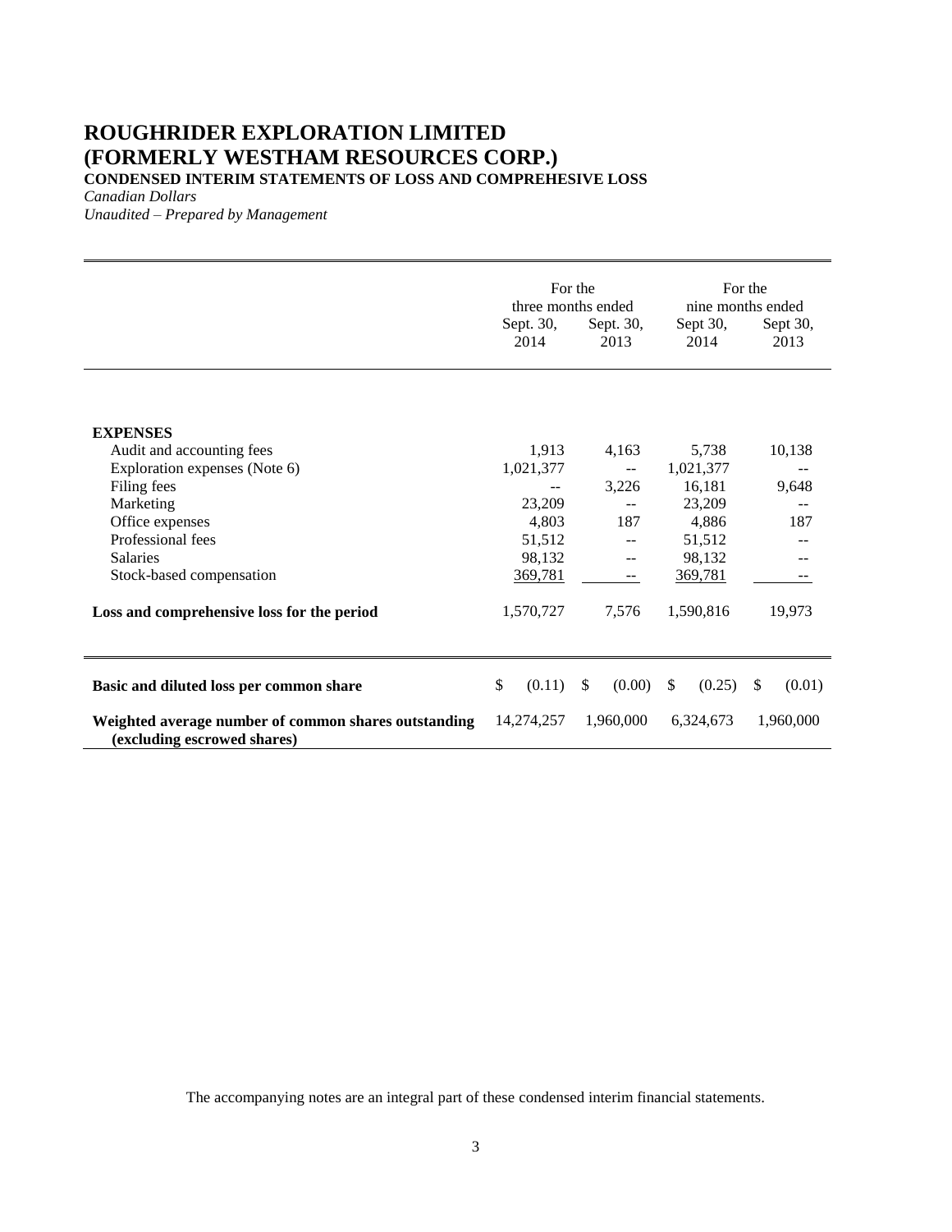# ROUGHRIDER EXPLORATION LIMITED
# (FORMERLY WESTHAM RESOURCES CORP.)

**CONDENSED INTERIM STATEMENTS OF LOSS AND COMPREHESIVE LOSS**

*Canadian Dollars*

*Unaudited – Prepared by Management*

| | For the three months ended | | For the nine months ended | |
|---|---|---|---|---|
| | Sept. 30, 2014 | Sept. 30, 2013 | Sept 30, 2014 | Sept 30, 2013 |
| **EXPENSES** | | | | |
| Audit and accounting fees | 1,913 | 4,163 | 5,738 | 10,138 |
| Exploration expenses (Note 6) | 1,021,377 | -- | 1,021,377 | -- |
| Filing fees | -- | 3,226 | 16,181 | 9,648 |
| Marketing | 23,209 | -- | 23,209 | -- |
| Office expenses | 4,803 | 187 | 4,886 | 187 |
| Professional fees | 51,512 | -- | 51,512 | -- |
| Salaries | 98,132 | -- | 98,132 | -- |
| Stock-based compensation | 369,781 | -- | 369,781 | -- |
| **Loss and comprehensive loss for the period** | 1,570,727 | 7,576 | 1,590,816 | 19,973 |
| **Basic and diluted loss per common share** | $ (0.11) | $ (0.00) | $ (0.25) | $ (0.01) |
| **Weighted average number of common shares outstanding (excluding escrowed shares)** | 14,274,257 | 1,960,000 | 6,324,673 | 1,960,000 |

The accompanying notes are an integral part of these condensed interim financial statements.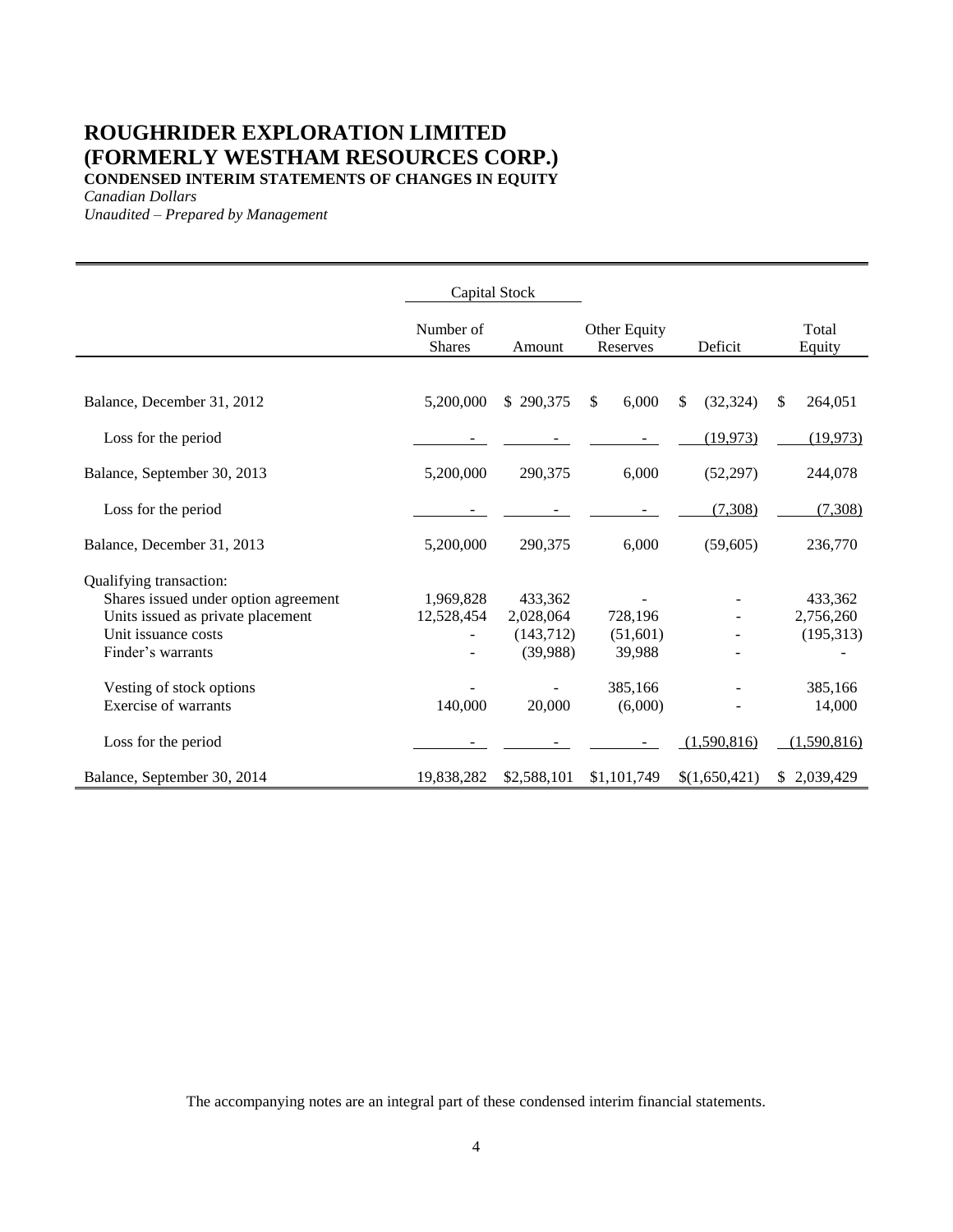# ROUGHRIDER EXPLORATION LIMITED (FORMERLY WESTHAM RESOURCES CORP.)

**CONDENSED INTERIM STATEMENTS OF CHANGES IN EQUITY**

*Canadian Dollars*

*Unaudited – Prepared by Management*

| | Capital Stock | | | | |
|---|---|---|---|---|---|
| | Number of Shares | Amount | Other Equity Reserves | Deficit | Total Equity |
| Balance, December 31, 2012 | 5,200,000 | $ 290,375 | $ 6,000 | $ (32,324) | $ 264,051 |
| Loss for the period | - | - | - | (19,973) | (19,973) |
| Balance, September 30, 2013 | 5,200,000 | 290,375 | 6,000 | (52,297) | 244,078 |
| Loss for the period | - | - | - | (7,308) | (7,308) |
| Balance, December 31, 2013 | 5,200,000 | 290,375 | 6,000 | (59,605) | 236,770 |
| Qualifying transaction: | | | | | |
| Shares issued under option agreement | 1,969,828 | 433,362 | - | - | 433,362 |
| Units issued as private placement | 12,528,454 | 2,028,064 | 728,196 | - | 2,756,260 |
| Unit issuance costs | - | (143,712) | (51,601) | - | (195,313) |
| Finder's warrants | - | (39,988) | 39,988 | - | - |
| Vesting of stock options | - | - | 385,166 | - | 385,166 |
| Exercise of warrants | 140,000 | 20,000 | (6,000) | - | 14,000 |
| Loss for the period | - | - | - | (1,590,816) | (1,590,816) |
| Balance, September 30, 2014 | 19,838,282 | $2,588,101 | $1,101,749 | $(1,650,421) | $ 2,039,429 |

The accompanying notes are an integral part of these condensed interim financial statements.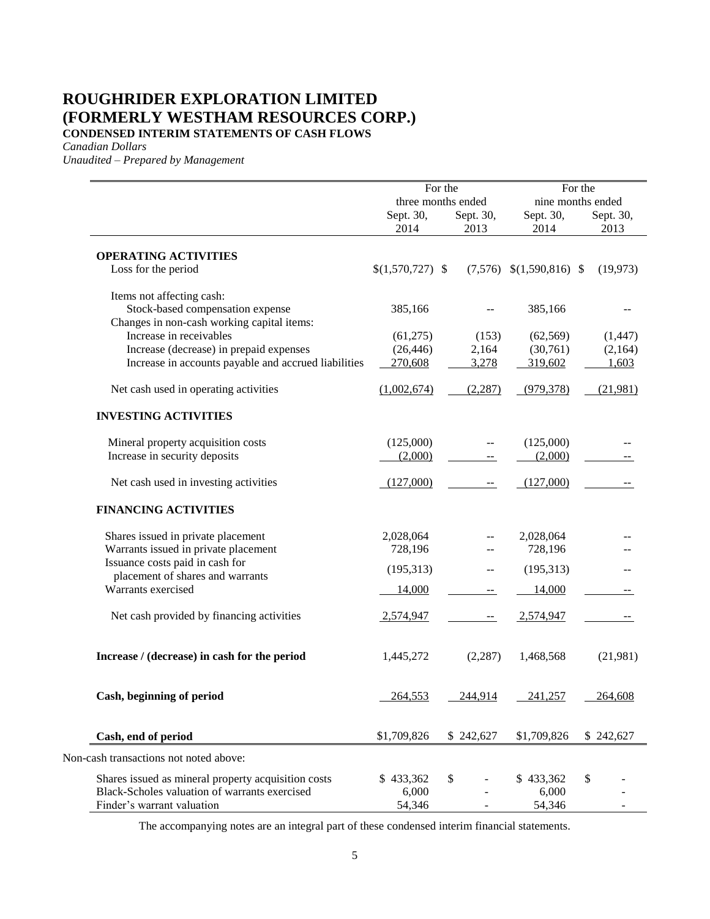# ROUGHRIDER EXPLORATION LIMITED
# (FORMERLY WESTHAM RESOURCES CORP.)

**CONDENSED INTERIM STATEMENTS OF CASH FLOWS**

*Canadian Dollars*

*Unaudited – Prepared by Management*

| | For the three months ended | | For the nine months ended | |
|---|---|---|---|---|
| | Sept. 30, 2014 | Sept. 30, 2013 | Sept. 30, 2014 | Sept. 30, 2013 |
| **OPERATING ACTIVITIES** | | | | |
| Loss for the period | $(1,570,727) | $ (7,576) | $(1,590,816) | $ (19,973) |
| Items not affecting cash: | | | | |
| Stock-based compensation expense | 385,166 | -- | 385,166 | -- |
| Changes in non-cash working capital items: | | | | |
| Increase in receivables | (61,275) | (153) | (62,569) | (1,447) |
| Increase (decrease) in prepaid expenses | (26,446) | 2,164 | (30,761) | (2,164) |
| Increase in accounts payable and accrued liabilities | 270,608 | 3,278 | 319,602 | 1,603 |
| Net cash used in operating activities | (1,002,674) | (2,287) | (979,378) | (21,981) |
| **INVESTING ACTIVITIES** | | | | |
| Mineral property acquisition costs | (125,000) | -- | (125,000) | -- |
| Increase in security deposits | (2,000) | -- | (2,000) | -- |
| Net cash used in investing activities | (127,000) | -- | (127,000) | -- |
| **FINANCING ACTIVITIES** | | | | |
| Shares issued in private placement | 2,028,064 | -- | 2,028,064 | -- |
| Warrants issued in private placement | 728,196 | -- | 728,196 | -- |
| Issuance costs paid in cash for placement of shares and warrants | (195,313) | -- | (195,313) | -- |
| Warrants exercised | 14,000 | -- | 14,000 | -- |
| Net cash provided by financing activities | 2,574,947 | -- | 2,574,947 | -- |
| **Increase / (decrease) in cash for the period** | 1,445,272 | (2,287) | 1,468,568 | (21,981) |
| **Cash, beginning of period** | 264,553 | 244,914 | 241,257 | 264,608 |
| **Cash, end of period** | $1,709,826 | $ 242,627 | $1,709,826 | $ 242,627 |

Non-cash transactions not noted above:

| | | | | |
|---|---|---|---|---|
| Shares issued as mineral property acquisition costs | $ 433,362 | $ - | $ 433,362 | $ - |
| Black-Scholes valuation of warrants exercised | 6,000 | - | 6,000 | - |
| Finder's warrant valuation | 54,346 | - | 54,346 | - |

The accompanying notes are an integral part of these condensed interim financial statements.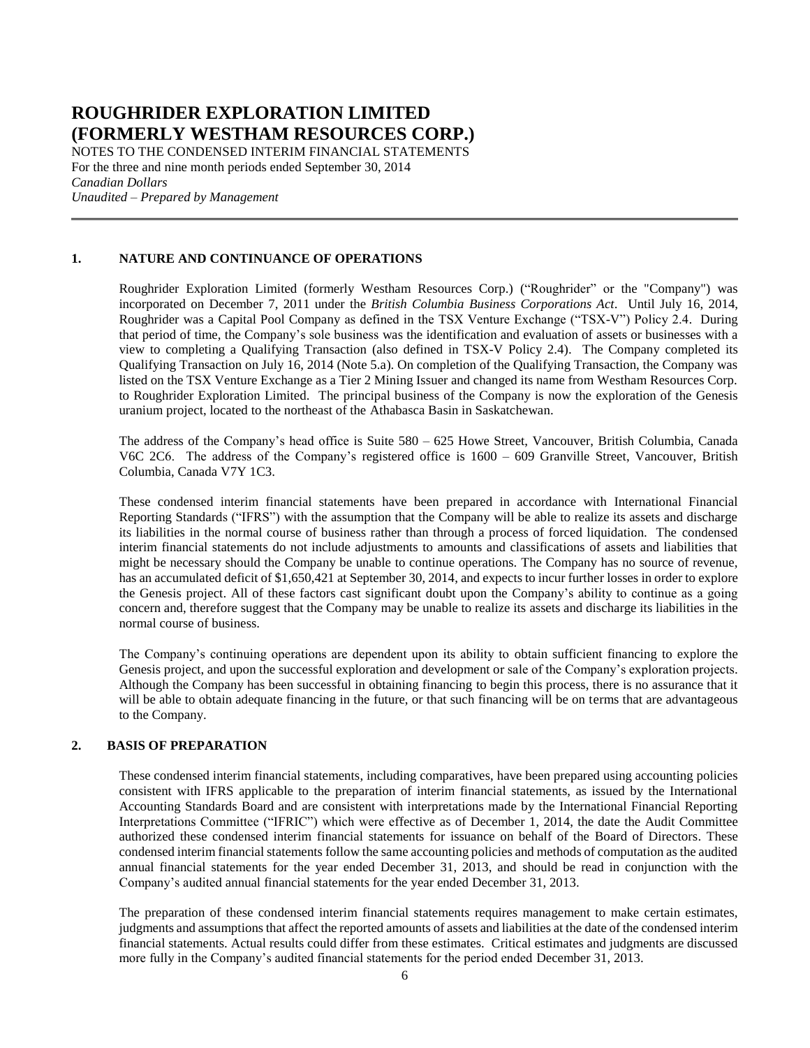# ROUGHRIDER EXPLORATION LIMITED (FORMERLY WESTHAM RESOURCES CORP.)

NOTES TO THE CONDENSED INTERIM FINANCIAL STATEMENTS
For the three and nine month periods ended September 30, 2014
*Canadian Dollars*
*Unaudited – Prepared by Management*

## 1. NATURE AND CONTINUANCE OF OPERATIONS

Roughrider Exploration Limited (formerly Westham Resources Corp.) ("Roughrider" or the "Company") was incorporated on December 7, 2011 under the *British Columbia Business Corporations Act*. Until July 16, 2014, Roughrider was a Capital Pool Company as defined in the TSX Venture Exchange ("TSX-V") Policy 2.4. During that period of time, the Company's sole business was the identification and evaluation of assets or businesses with a view to completing a Qualifying Transaction (also defined in TSX-V Policy 2.4). The Company completed its Qualifying Transaction on July 16, 2014 (Note 5.a). On completion of the Qualifying Transaction, the Company was listed on the TSX Venture Exchange as a Tier 2 Mining Issuer and changed its name from Westham Resources Corp. to Roughrider Exploration Limited. The principal business of the Company is now the exploration of the Genesis uranium project, located to the northeast of the Athabasca Basin in Saskatchewan.

The address of the Company's head office is Suite 580 – 625 Howe Street, Vancouver, British Columbia, Canada V6C 2C6. The address of the Company's registered office is 1600 – 609 Granville Street, Vancouver, British Columbia, Canada V7Y 1C3.

These condensed interim financial statements have been prepared in accordance with International Financial Reporting Standards ("IFRS") with the assumption that the Company will be able to realize its assets and discharge its liabilities in the normal course of business rather than through a process of forced liquidation. The condensed interim financial statements do not include adjustments to amounts and classifications of assets and liabilities that might be necessary should the Company be unable to continue operations. The Company has no source of revenue, has an accumulated deficit of $1,650,421 at September 30, 2014, and expects to incur further losses in order to explore the Genesis project. All of these factors cast significant doubt upon the Company's ability to continue as a going concern and, therefore suggest that the Company may be unable to realize its assets and discharge its liabilities in the normal course of business.

The Company's continuing operations are dependent upon its ability to obtain sufficient financing to explore the Genesis project, and upon the successful exploration and development or sale of the Company's exploration projects. Although the Company has been successful in obtaining financing to begin this process, there is no assurance that it will be able to obtain adequate financing in the future, or that such financing will be on terms that are advantageous to the Company.

## 2. BASIS OF PREPARATION

These condensed interim financial statements, including comparatives, have been prepared using accounting policies consistent with IFRS applicable to the preparation of interim financial statements, as issued by the International Accounting Standards Board and are consistent with interpretations made by the International Financial Reporting Interpretations Committee ("IFRIC") which were effective as of December 1, 2014, the date the Audit Committee authorized these condensed interim financial statements for issuance on behalf of the Board of Directors. These condensed interim financial statements follow the same accounting policies and methods of computation as the audited annual financial statements for the year ended December 31, 2013, and should be read in conjunction with the Company's audited annual financial statements for the year ended December 31, 2013.

The preparation of these condensed interim financial statements requires management to make certain estimates, judgments and assumptions that affect the reported amounts of assets and liabilities at the date of the condensed interim financial statements. Actual results could differ from these estimates. Critical estimates and judgments are discussed more fully in the Company's audited financial statements for the period ended December 31, 2013.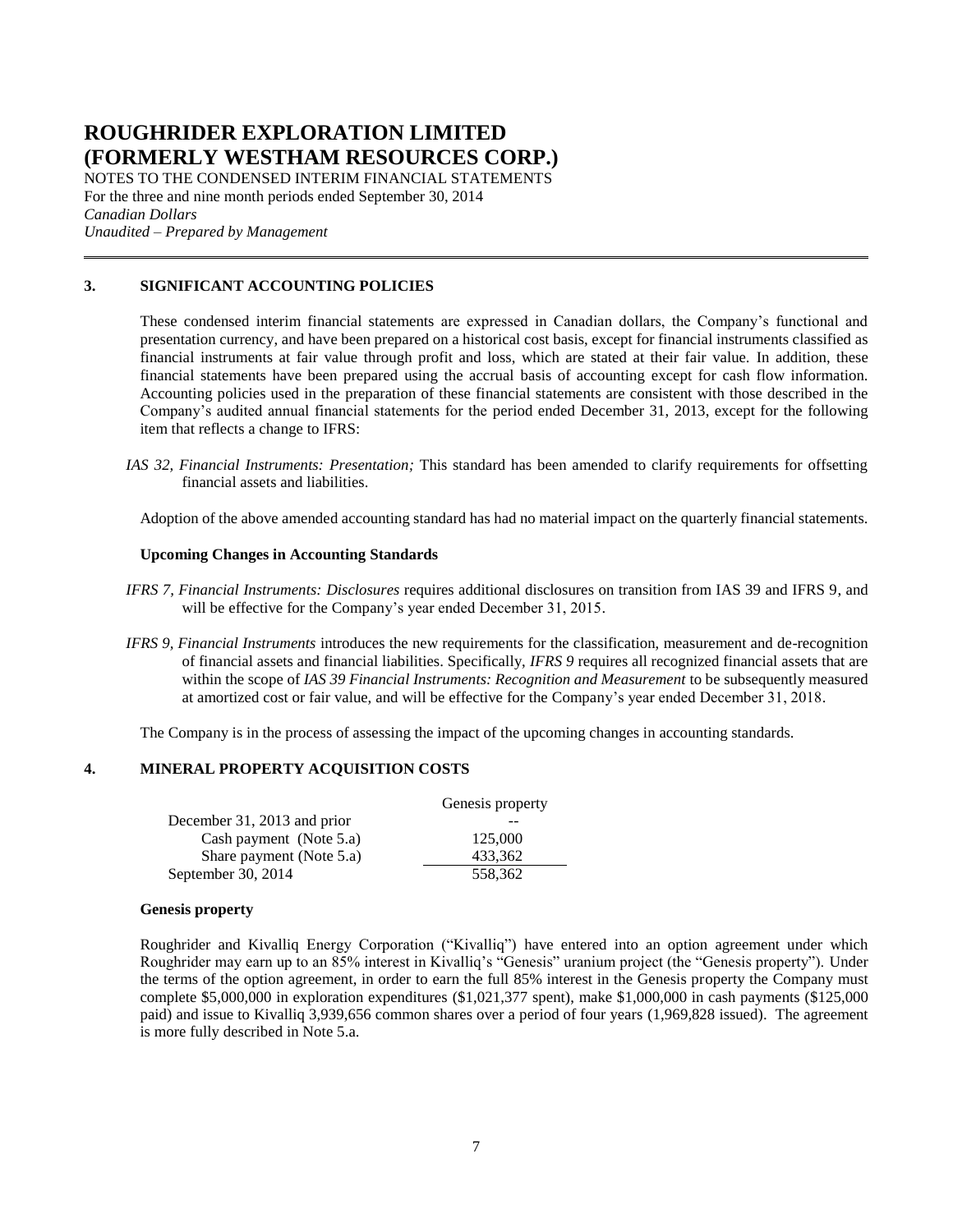## 3. SIGNIFICANT ACCOUNTING POLICIES

These condensed interim financial statements are expressed in Canadian dollars, the Company's functional and presentation currency, and have been prepared on a historical cost basis, except for financial instruments classified as financial instruments at fair value through profit and loss, which are stated at their fair value. In addition, these financial statements have been prepared using the accrual basis of accounting except for cash flow information. Accounting policies used in the preparation of these financial statements are consistent with those described in the Company's audited annual financial statements for the period ended December 31, 2013, except for the following item that reflects a change to IFRS:

*IAS 32, Financial Instruments: Presentation;* This standard has been amended to clarify requirements for offsetting financial assets and liabilities.

Adoption of the above amended accounting standard has had no material impact on the quarterly financial statements.

### Upcoming Changes in Accounting Standards

*IFRS 7, Financial Instruments: Disclosures* requires additional disclosures on transition from IAS 39 and IFRS 9, and will be effective for the Company's year ended December 31, 2015.

*IFRS 9, Financial Instruments* introduces the new requirements for the classification, measurement and de-recognition of financial assets and financial liabilities. Specifically, *IFRS 9* requires all recognized financial assets that are within the scope of *IAS 39 Financial Instruments: Recognition and Measurement* to be subsequently measured at amortized cost or fair value, and will be effective for the Company's year ended December 31, 2018.

The Company is in the process of assessing the impact of the upcoming changes in accounting standards.

## 4. MINERAL PROPERTY ACQUISITION COSTS

| | Genesis property |
|---|---|
| December 31, 2013 and prior | -- |
| Cash payment (Note 5.a) | 125,000 |
| Share payment (Note 5.a) | 433,362 |
| September 30, 2014 | 558,362 |

### Genesis property

Roughrider and Kivalliq Energy Corporation ("Kivalliq") have entered into an option agreement under which Roughrider may earn up to an 85% interest in Kivalliq's "Genesis" uranium project (the "Genesis property"). Under the terms of the option agreement, in order to earn the full 85% interest in the Genesis property the Company must complete $5,000,000 in exploration expenditures ($1,021,377 spent), make $1,000,000 in cash payments ($125,000 paid) and issue to Kivalliq 3,939,656 common shares over a period of four years (1,969,828 issued). The agreement is more fully described in Note 5.a.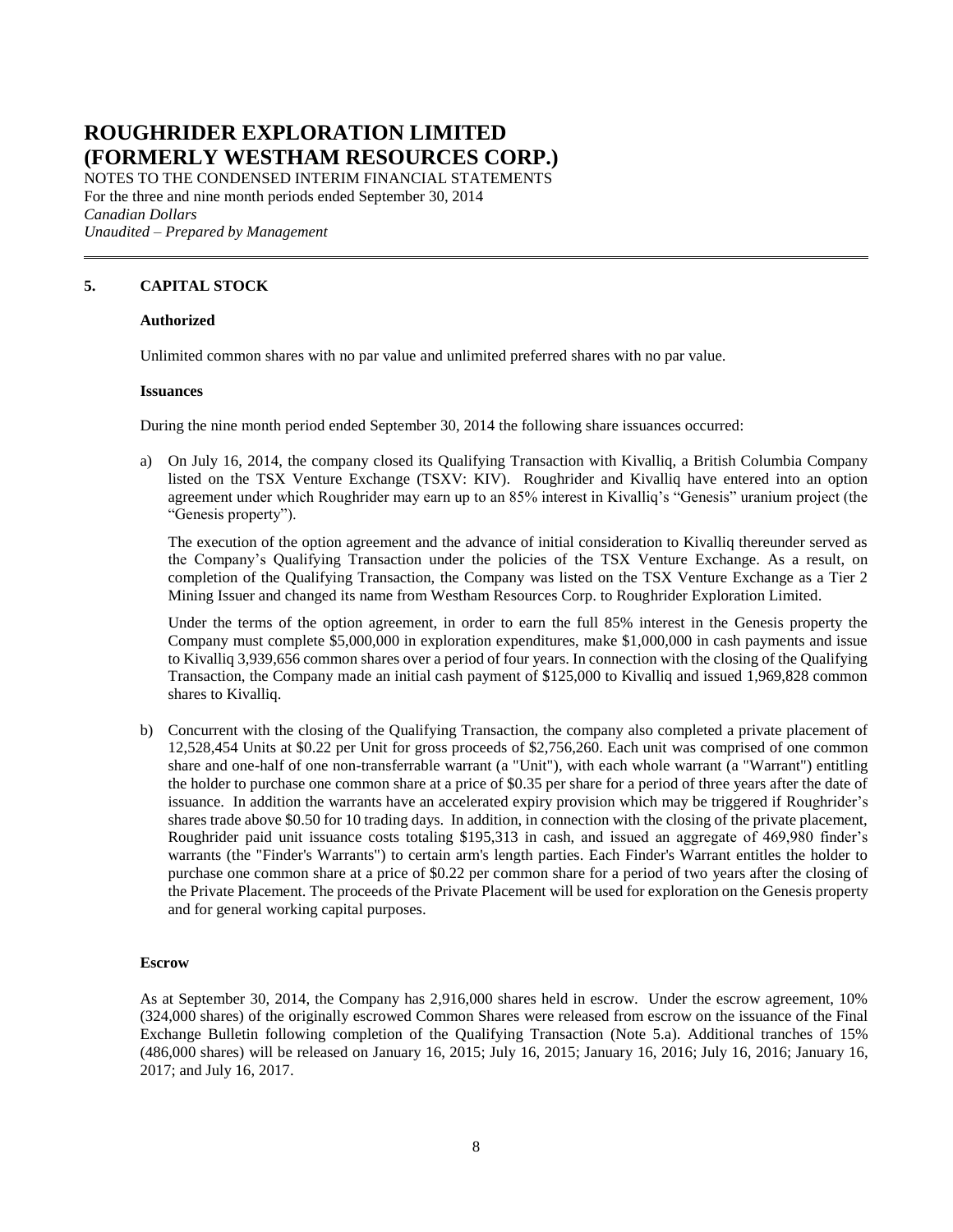## 5. CAPITAL STOCK

### Authorized

Unlimited common shares with no par value and unlimited preferred shares with no par value.

### Issuances

During the nine month period ended September 30, 2014 the following share issuances occurred:

a) On July 16, 2014, the company closed its Qualifying Transaction with Kivalliq, a British Columbia Company listed on the TSX Venture Exchange (TSXV: KIV). Roughrider and Kivalliq have entered into an option agreement under which Roughrider may earn up to an 85% interest in Kivalliq's "Genesis" uranium project (the "Genesis property").

   The execution of the option agreement and the advance of initial consideration to Kivalliq thereunder served as the Company's Qualifying Transaction under the policies of the TSX Venture Exchange. As a result, on completion of the Qualifying Transaction, the Company was listed on the TSX Venture Exchange as a Tier 2 Mining Issuer and changed its name from Westham Resources Corp. to Roughrider Exploration Limited.

   Under the terms of the option agreement, in order to earn the full 85% interest in the Genesis property the Company must complete $5,000,000 in exploration expenditures, make $1,000,000 in cash payments and issue to Kivalliq 3,939,656 common shares over a period of four years. In connection with the closing of the Qualifying Transaction, the Company made an initial cash payment of $125,000 to Kivalliq and issued 1,969,828 common shares to Kivalliq.

b) Concurrent with the closing of the Qualifying Transaction, the company also completed a private placement of 12,528,454 Units at $0.22 per Unit for gross proceeds of $2,756,260. Each unit was comprised of one common share and one-half of one non-transferrable warrant (a "Unit"), with each whole warrant (a "Warrant") entitling the holder to purchase one common share at a price of $0.35 per share for a period of three years after the date of issuance. In addition the warrants have an accelerated expiry provision which may be triggered if Roughrider's shares trade above $0.50 for 10 trading days. In addition, in connection with the closing of the private placement, Roughrider paid unit issuance costs totaling $195,313 in cash, and issued an aggregate of 469,980 finder's warrants (the "Finder's Warrants") to certain arm's length parties. Each Finder's Warrant entitles the holder to purchase one common share at a price of $0.22 per common share for a period of two years after the closing of the Private Placement. The proceeds of the Private Placement will be used for exploration on the Genesis property and for general working capital purposes.

### Escrow

As at September 30, 2014, the Company has 2,916,000 shares held in escrow. Under the escrow agreement, 10% (324,000 shares) of the originally escrowed Common Shares were released from escrow on the issuance of the Final Exchange Bulletin following completion of the Qualifying Transaction (Note 5.a). Additional tranches of 15% (486,000 shares) will be released on January 16, 2015; July 16, 2015; January 16, 2016; July 16, 2016; January 16, 2017; and July 16, 2017.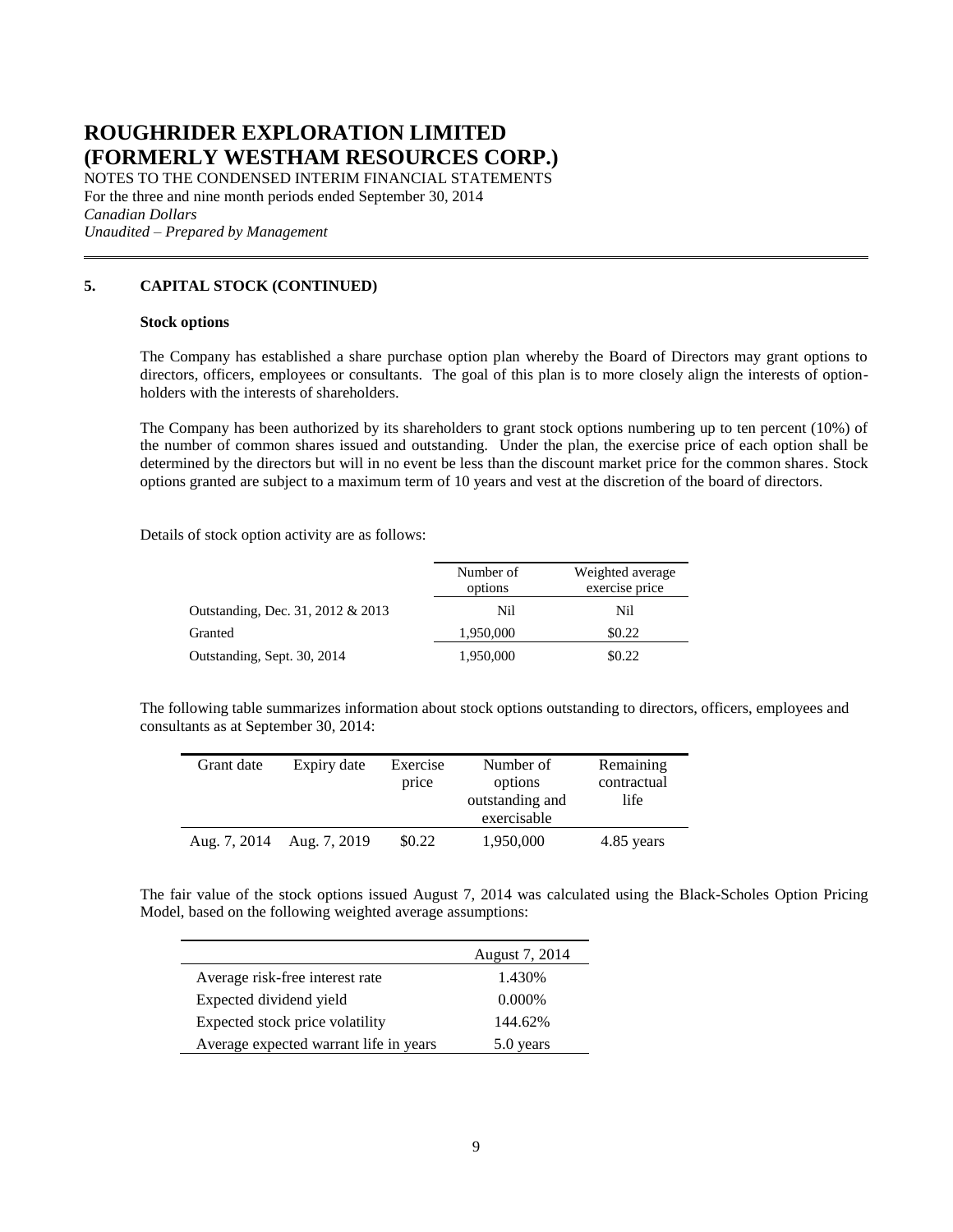## 5. CAPITAL STOCK (CONTINUED)

**Stock options**

The Company has established a share purchase option plan whereby the Board of Directors may grant options to directors, officers, employees or consultants. The goal of this plan is to more closely align the interests of option-holders with the interests of shareholders.

The Company has been authorized by its shareholders to grant stock options numbering up to ten percent (10%) of the number of common shares issued and outstanding. Under the plan, the exercise price of each option shall be determined by the directors but will in no event be less than the discount market price for the common shares. Stock options granted are subject to a maximum term of 10 years and vest at the discretion of the board of directors.

Details of stock option activity are as follows:

| | Number of options | Weighted average exercise price |
|---|---|---|
| Outstanding, Dec. 31, 2012 & 2013 | Nil | Nil |
| Granted | 1,950,000 | $0.22 |
| Outstanding, Sept. 30, 2014 | 1,950,000 | $0.22 |

The following table summarizes information about stock options outstanding to directors, officers, employees and consultants as at September 30, 2014:

| Grant date | Expiry date | Exercise price | Number of options outstanding and exercisable | Remaining contractual life |
|---|---|---|---|---|
| Aug. 7, 2014 | Aug. 7, 2019 | $0.22 | 1,950,000 | 4.85 years |

The fair value of the stock options issued August 7, 2014 was calculated using the Black-Scholes Option Pricing Model, based on the following weighted average assumptions:

| | August 7, 2014 |
|---|---|
| Average risk-free interest rate | 1.430% |
| Expected dividend yield | 0.000% |
| Expected stock price volatility | 144.62% |
| Average expected warrant life in years | 5.0 years |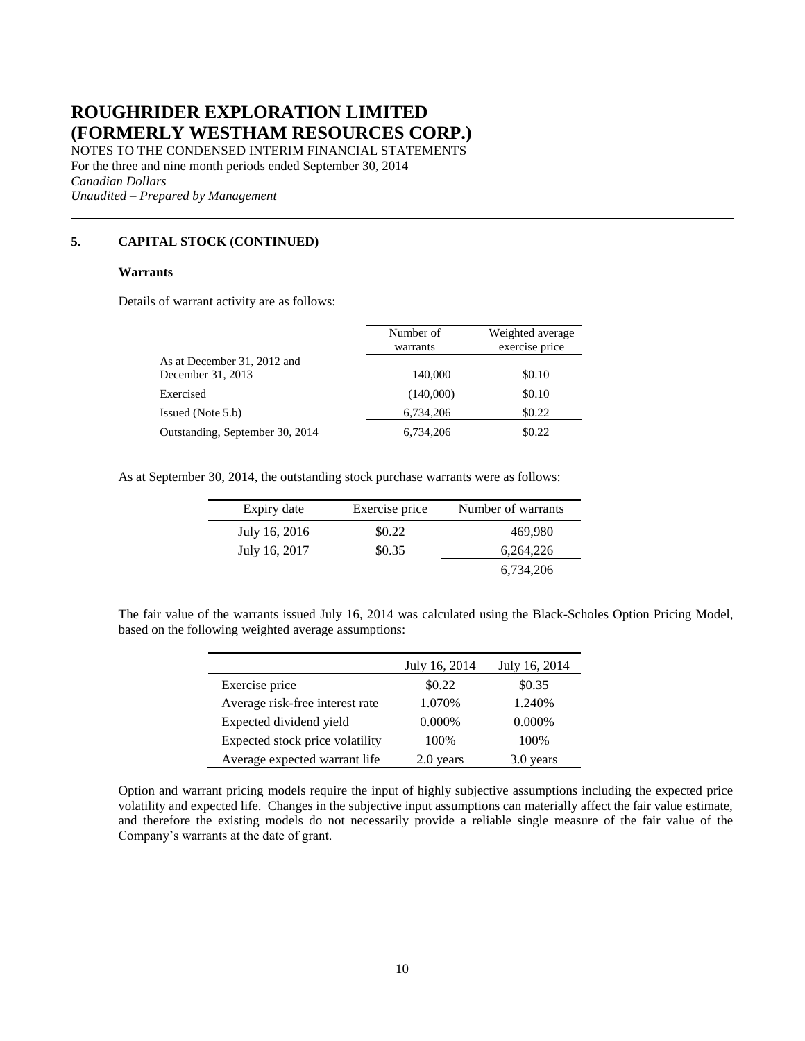# ROUGHRIDER EXPLORATION LIMITED (FORMERLY WESTHAM RESOURCES CORP.)

NOTES TO THE CONDENSED INTERIM FINANCIAL STATEMENTS
For the three and nine month periods ended September 30, 2014
*Canadian Dollars*
*Unaudited – Prepared by Management*

## 5. CAPITAL STOCK (CONTINUED)

### Warrants

Details of warrant activity are as follows:

| | Number of warrants | Weighted average exercise price |
|---|---|---|
| As at December 31, 2012 and December 31, 2013 | 140,000 | \$0.10 |
| Exercised | (140,000) | \$0.10 |
| Issued (Note 5.b) | 6,734,206 | \$0.22 |
| Outstanding, September 30, 2014 | 6,734,206 | \$0.22 |

As at September 30, 2014, the outstanding stock purchase warrants were as follows:

| Expiry date | Exercise price | Number of warrants |
|---|---|---|
| July 16, 2016 | \$0.22 | 469,980 |
| July 16, 2017 | \$0.35 | 6,264,226 |
| | | 6,734,206 |

The fair value of the warrants issued July 16, 2014 was calculated using the Black-Scholes Option Pricing Model, based on the following weighted average assumptions:

| | July 16, 2014 | July 16, 2014 |
|---|---|---|
| Exercise price | \$0.22 | \$0.35 |
| Average risk-free interest rate | 1.070% | 1.240% |
| Expected dividend yield | 0.000% | 0.000% |
| Expected stock price volatility | 100% | 100% |
| Average expected warrant life | 2.0 years | 3.0 years |

Option and warrant pricing models require the input of highly subjective assumptions including the expected price volatility and expected life. Changes in the subjective input assumptions can materially affect the fair value estimate, and therefore the existing models do not necessarily provide a reliable single measure of the fair value of the Company's warrants at the date of grant.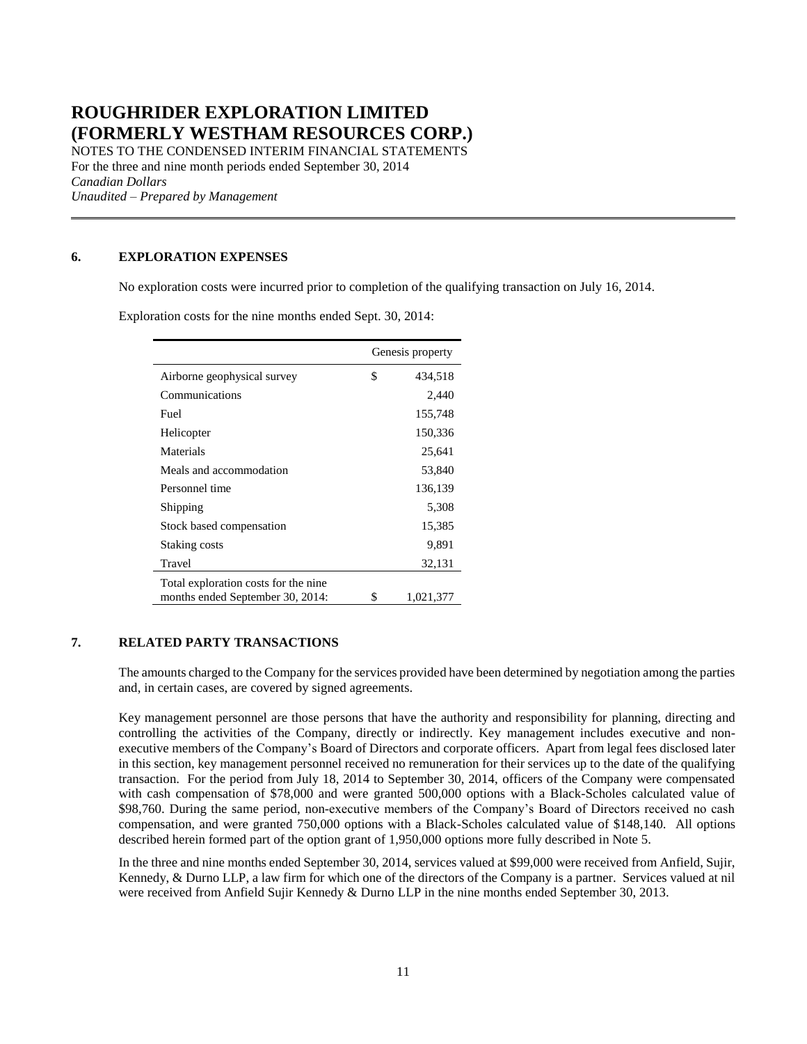# ROUGHRIDER EXPLORATION LIMITED (FORMERLY WESTHAM RESOURCES CORP.)

NOTES TO THE CONDENSED INTERIM FINANCIAL STATEMENTS
For the three and nine month periods ended September 30, 2014
*Canadian Dollars*
*Unaudited – Prepared by Management*

## 6. EXPLORATION EXPENSES

No exploration costs were incurred prior to completion of the qualifying transaction on July 16, 2014.

Exploration costs for the nine months ended Sept. 30, 2014:

| | Genesis property |
|---|---|
| Airborne geophysical survey | $ 434,518 |
| Communications | 2,440 |
| Fuel | 155,748 |
| Helicopter | 150,336 |
| Materials | 25,641 |
| Meals and accommodation | 53,840 |
| Personnel time | 136,139 |
| Shipping | 5,308 |
| Stock based compensation | 15,385 |
| Staking costs | 9,891 |
| Travel | 32,131 |
| Total exploration costs for the nine months ended September 30, 2014: | $ 1,021,377 |

## 7. RELATED PARTY TRANSACTIONS

The amounts charged to the Company for the services provided have been determined by negotiation among the parties and, in certain cases, are covered by signed agreements.

Key management personnel are those persons that have the authority and responsibility for planning, directing and controlling the activities of the Company, directly or indirectly. Key management includes executive and non-executive members of the Company's Board of Directors and corporate officers. Apart from legal fees disclosed later in this section, key management personnel received no remuneration for their services up to the date of the qualifying transaction. For the period from July 18, 2014 to September 30, 2014, officers of the Company were compensated with cash compensation of $78,000 and were granted 500,000 options with a Black-Scholes calculated value of $98,760. During the same period, non-executive members of the Company's Board of Directors received no cash compensation, and were granted 750,000 options with a Black-Scholes calculated value of $148,140. All options described herein formed part of the option grant of 1,950,000 options more fully described in Note 5.

In the three and nine months ended September 30, 2014, services valued at $99,000 were received from Anfield, Sujir, Kennedy, & Durno LLP, a law firm for which one of the directors of the Company is a partner. Services valued at nil were received from Anfield Sujir Kennedy & Durno LLP in the nine months ended September 30, 2013.